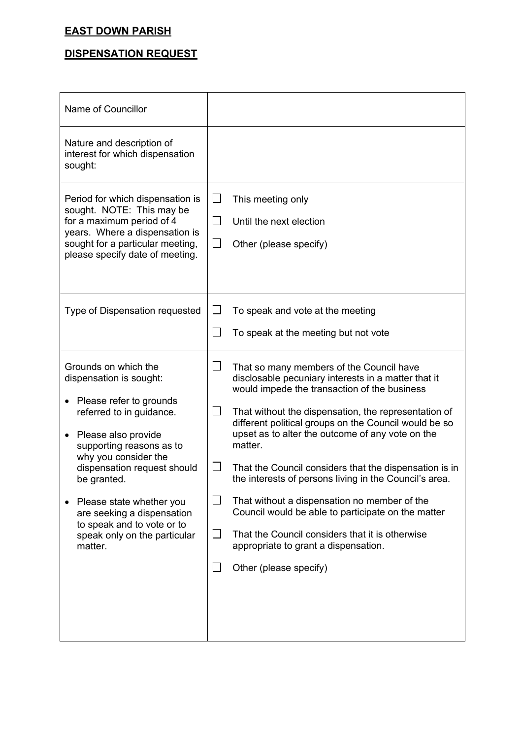**EAST DOWN PARISH**

**DISPENSATION REQUEST**

| | |
|---|---|
| Name of Councillor | |
| Nature and description of interest for which dispensation sought: | |
| Period for which dispensation is sought. NOTE: This may be for a maximum period of 4 years. Where a dispensation is sought for a particular meeting, please specify date of meeting. | ☐ This meeting only<br>☐ Until the next election<br>☐ Other (please specify) |
| Type of Dispensation requested | ☐ To speak and vote at the meeting<br>☐ To speak at the meeting but not vote |
| Grounds on which the dispensation is sought:<br>• Please refer to grounds referred to in guidance.<br>• Please also provide supporting reasons as to why you consider the dispensation request should be granted.<br>• Please state whether you are seeking a dispensation to speak and to vote or to speak only on the particular matter. | ☐ That so many members of the Council have disclosable pecuniary interests in a matter that it would impede the transaction of the business<br>☐ That without the dispensation, the representation of different political groups on the Council would be so upset as to alter the outcome of any vote on the matter.<br>☐ That the Council considers that the dispensation is in the interests of persons living in the Council's area.<br>☐ That without a dispensation no member of the Council would be able to participate on the matter<br>☐ That the Council considers that it is otherwise appropriate to grant a dispensation.<br>☐ Other (please specify) |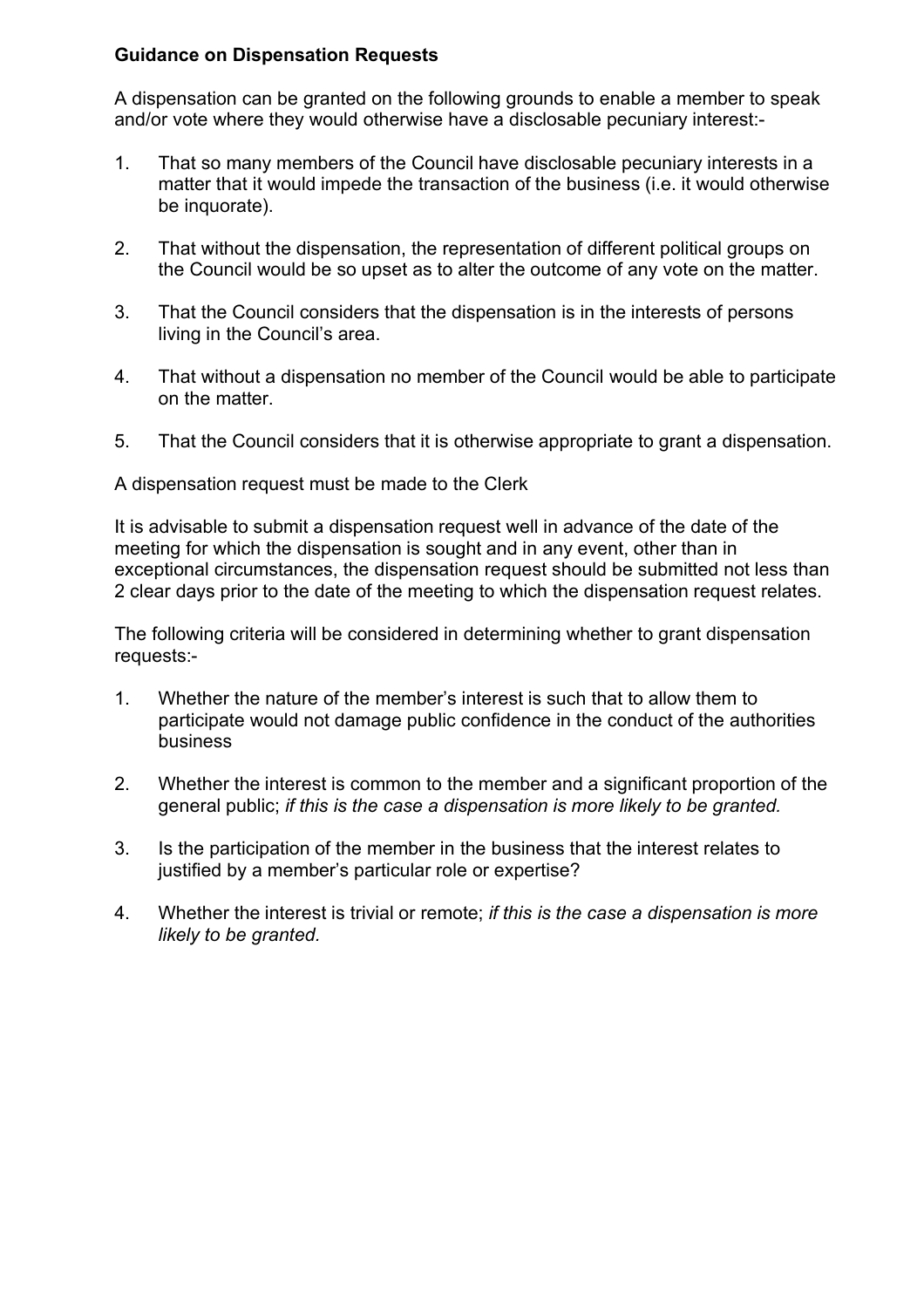**Guidance on Dispensation Requests**

A dispensation can be granted on the following grounds to enable a member to speak and/or vote where they would otherwise have a disclosable pecuniary interest:-

1. That so many members of the Council have disclosable pecuniary interests in a matter that it would impede the transaction of the business (i.e. it would otherwise be inquorate).
2. That without the dispensation, the representation of different political groups on the Council would be so upset as to alter the outcome of any vote on the matter.
3. That the Council considers that the dispensation is in the interests of persons living in the Council's area.
4. That without a dispensation no member of the Council would be able to participate on the matter.
5. That the Council considers that it is otherwise appropriate to grant a dispensation.

A dispensation request must be made to the Clerk

It is advisable to submit a dispensation request well in advance of the date of the meeting for which the dispensation is sought and in any event, other than in exceptional circumstances, the dispensation request should be submitted not less than 2 clear days prior to the date of the meeting to which the dispensation request relates.

The following criteria will be considered in determining whether to grant dispensation requests:-

1. Whether the nature of the member's interest is such that to allow them to participate would not damage public confidence in the conduct of the authorities business
2. Whether the interest is common to the member and a significant proportion of the general public; *if this is the case a dispensation is more likely to be granted.*
3. Is the participation of the member in the business that the interest relates to justified by a member's particular role or expertise?
4. Whether the interest is trivial or remote; *if this is the case a dispensation is more likely to be granted.*